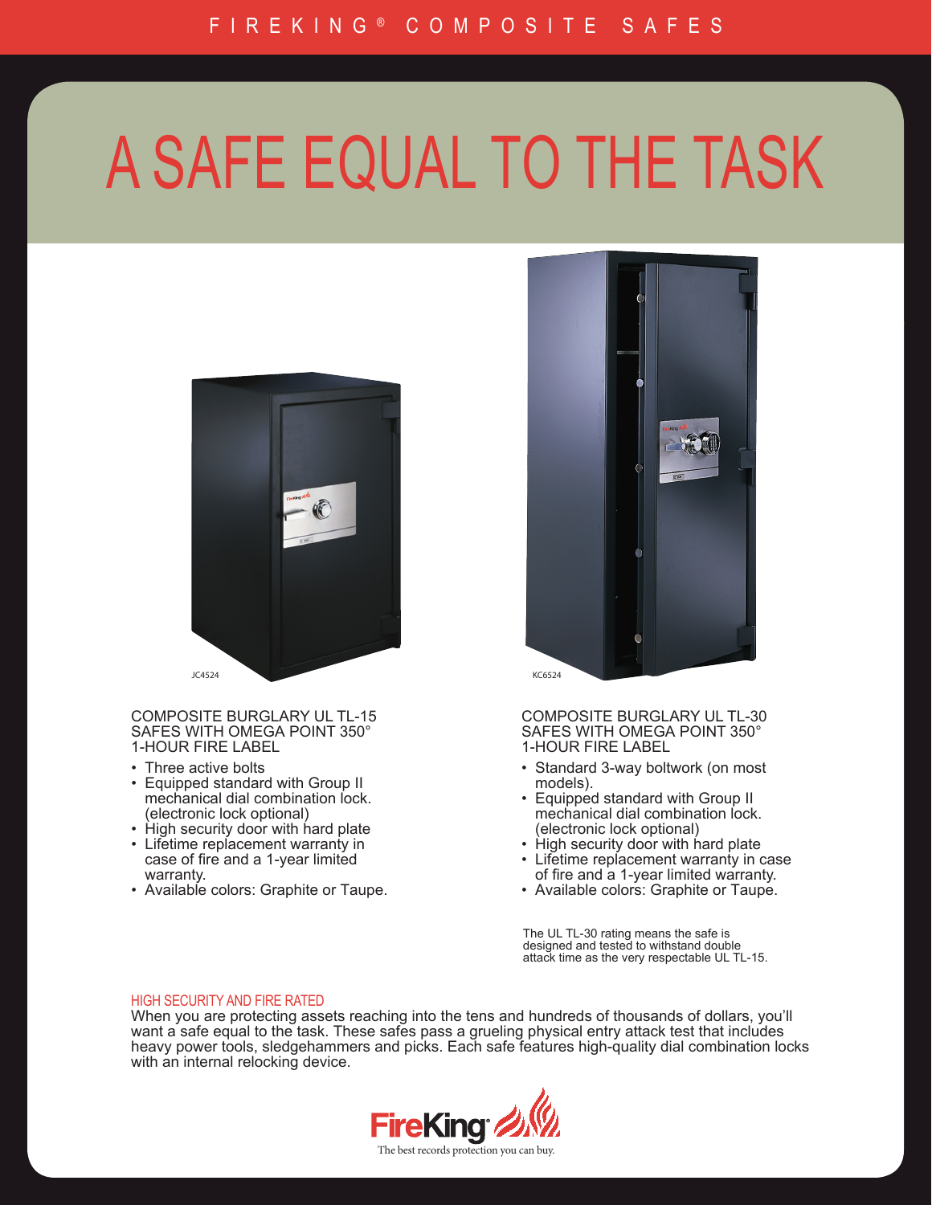FIREKING® COMPOSITE SAFES

# A SAFE EQUAL TO THE TASK

JC4524

KC6524

## COMPOSITE BURGLARY UL TL-15 SAFES WITH OMEGA POINT 350° 1-HOUR FIRE LABEL

- Three active bolts
- Equipped standard with Group II mechanical dial combination lock. (electronic lock optional)
- High security door with hard plate
- Lifetime replacement warranty in case of fire and a 1-year limited warranty.
- Available colors: Graphite or Taupe.

## COMPOSITE BURGLARY UL TL-30 SAFES WITH OMEGA POINT 350° 1-HOUR FIRE LABEL

- Standard 3-way boltwork (on most models).
- Equipped standard with Group II mechanical dial combination lock. (electronic lock optional)
- High security door with hard plate
- Lifetime replacement warranty in case of fire and a 1-year limited warranty.
- Available colors: Graphite or Taupe.

The UL TL-30 rating means the safe is designed and tested to withstand double attack time as the very respectable UL TL-15.

## HIGH SECURITY AND FIRE RATED

When you are protecting assets reaching into the tens and hundreds of thousands of dollars, you'll want a safe equal to the task. These safes pass a grueling physical entry attack test that includes heavy power tools, sledgehammers and picks. Each safe features high-quality dial combination locks with an internal relocking device.

FireKing®

The best records protection you can buy.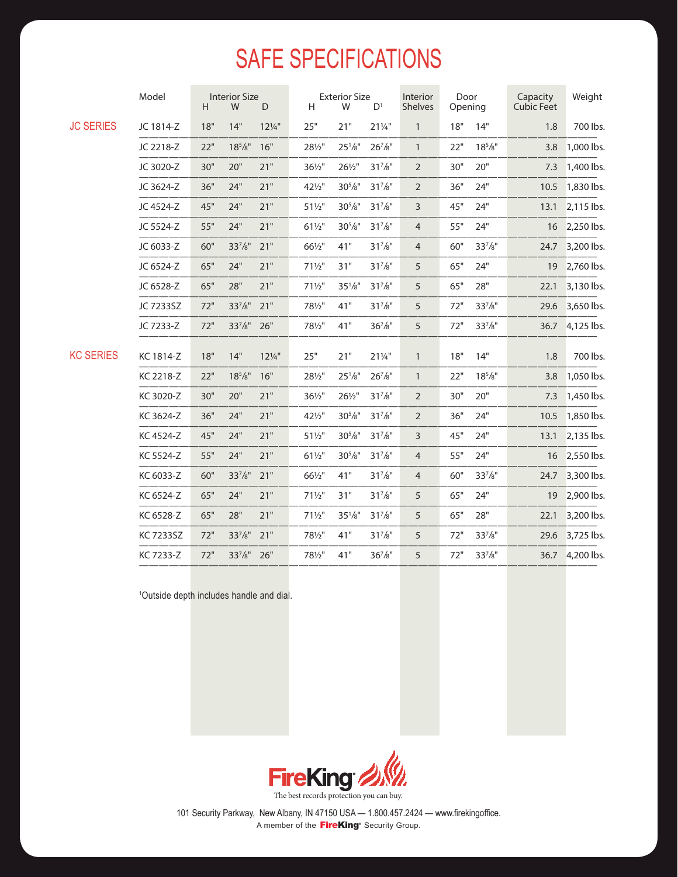# SAFE SPECIFICATIONS

| | Model | Interior Size | | | Exterior Size | | | Interior Shelves | Door Opening | | Capacity Cubic Feet | Weight |
|---|---|---|---|---|---|---|---|---|---|---|---|---|
| | | H | W | D | H | W | D[1] | | | | | |
| JC SERIES | JC 1814-Z | 18" | 14" | 12¼" | 25" | 21" | 21¼" | 1 | 18" | 14" | 1.8 | 700 lbs. |
| | JC 2218-Z | 22" | 18⅝" | 16" | 28½" | 25⅛" | 26⅞" | 1 | 22" | 18⅝" | 3.8 | 1,000 lbs. |
| | JC 3020-Z | 30" | 20" | 21" | 36½" | 26½" | 31⅞" | 2 | 30" | 20" | 7.3 | 1,400 lbs. |
| | JC 3624-Z | 36" | 24" | 21" | 42½" | 30⅝" | 31⅞" | 2 | 36" | 24" | 10.5 | 1,830 lbs. |
| | JC 4524-Z | 45" | 24" | 21" | 51½" | 30⅝" | 31⅞" | 3 | 45" | 24" | 13.1 | 2,115 lbs. |
| | JC 5524-Z | 55" | 24" | 21" | 61½" | 30⅝" | 31⅞" | 4 | 55" | 24" | 16 | 2,250 lbs. |
| | JC 6033-Z | 60" | 33⅞" | 21" | 66½" | 41" | 31⅞" | 4 | 60" | 33⅞" | 24.7 | 3,200 lbs. |
| | JC 6524-Z | 65" | 24" | 21" | 71½" | 31" | 31⅞" | 5 | 65" | 24" | 19 | 2,760 lbs. |
| | JC 6528-Z | 65" | 28" | 21" | 71½" | 35⅛" | 31⅞" | 5 | 65" | 28" | 22.1 | 3,130 lbs. |
| | JC 7233SZ | 72" | 33⅞" | 21" | 78½" | 41" | 31⅞" | 5 | 72" | 33⅞" | 29.6 | 3,650 lbs. |
| | JC 7233-Z | 72" | 33⅞" | 26" | 78½" | 41" | 36⅞" | 5 | 72" | 33⅞" | 36.7 | 4,125 lbs. |
| KC SERIES | KC 1814-Z | 18" | 14" | 12¼" | 25" | 21" | 21¼" | 1 | 18" | 14" | 1.8 | 700 lbs. |
| | KC 2218-Z | 22" | 18⅝" | 16" | 28½" | 25⅛" | 26⅞" | 1 | 22" | 18⅝" | 3.8 | 1,050 lbs. |
| | KC 3020-Z | 30" | 20" | 21" | 36½" | 26½" | 31⅞" | 2 | 30" | 20" | 7.3 | 1,450 lbs. |
| | KC 3624-Z | 36" | 24" | 21" | 42½" | 30⅝" | 31⅞" | 2 | 36" | 24" | 10.5 | 1,850 lbs. |
| | KC 4524-Z | 45" | 24" | 21" | 51½" | 30⅝" | 31⅞" | 3 | 45" | 24" | 13.1 | 2,135 lbs. |
| | KC 5524-Z | 55" | 24" | 21" | 61½" | 30⅝" | 31⅞" | 4 | 55" | 24" | 16 | 2,550 lbs. |
| | KC 6033-Z | 60" | 33⅞" | 21" | 66½" | 41" | 31⅞" | 4 | 60" | 33⅞" | 24.7 | 3,300 lbs. |
| | KC 6524-Z | 65" | 24" | 21" | 71½" | 31" | 31⅞" | 5 | 65" | 24" | 19 | 2,900 lbs. |
| | KC 6528-Z | 65" | 28" | 21" | 71½" | 35⅛" | 31⅞" | 5 | 65" | 28" | 22.1 | 3,200 lbs. |
| | KC 7233SZ | 72" | 33⅞" | 21" | 78½" | 41" | 31⅞" | 5 | 72" | 33⅞" | 29.6 | 3,725 lbs. |
| | KC 7233-Z | 72" | 33⅞" | 26" | 78½" | 41" | 36⅞" | 5 | 72" | 33⅞" | 36.7 | 4,200 lbs. |

[1]Outside depth includes handle and dial.

FireKing®
The best records protection you can buy.

101 Security Parkway, New Albany, IN 47150 USA — 1.800.457.2424 — www.firekingoffice.com
A member of the FireKing® Security Group.